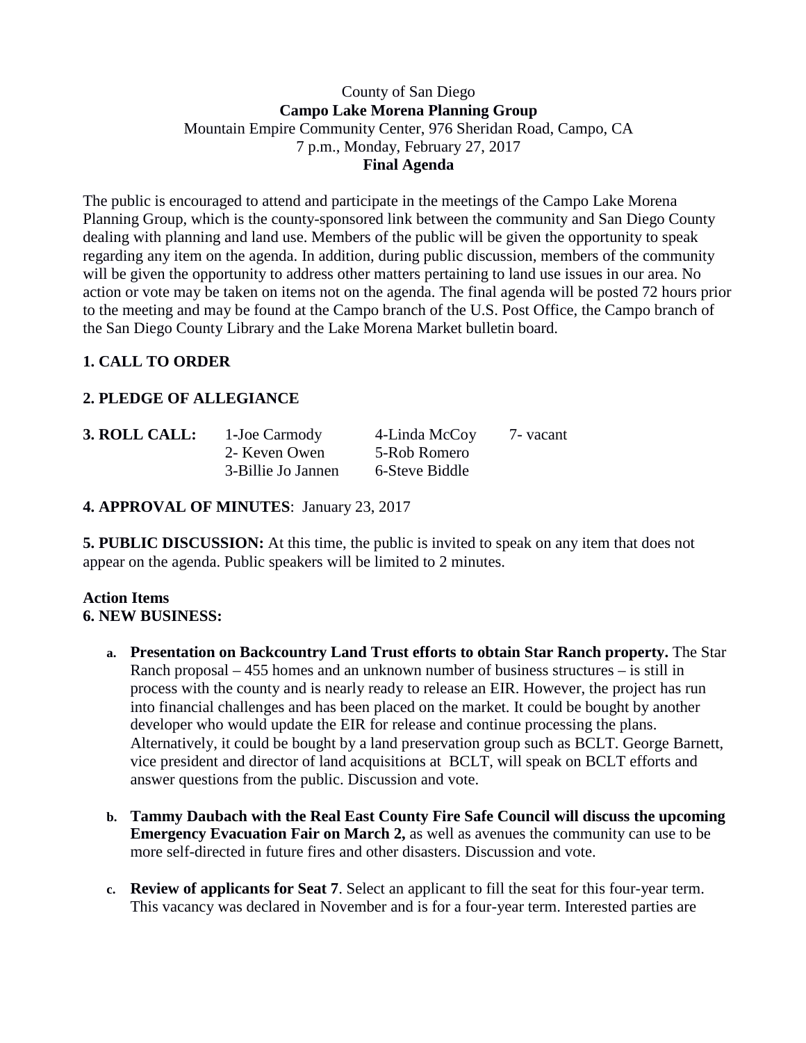County of San Diego

**Campo Lake Morena Planning Group**

Mountain Empire Community Center, 976 Sheridan Road, Campo, CA

7 p.m., Monday, February 27, 2017

**Final Agenda**

The public is encouraged to attend and participate in the meetings of the Campo Lake Morena Planning Group, which is the county-sponsored link between the community and San Diego County dealing with planning and land use. Members of the public will be given the opportunity to speak regarding any item on the agenda. In addition, during public discussion, members of the community will be given the opportunity to address other matters pertaining to land use issues in our area. No action or vote may be taken on items not on the agenda. The final agenda will be posted 72 hours prior to the meeting and may be found at the Campo branch of the U.S. Post Office, the Campo branch of the San Diego County Library and the Lake Morena Market bulletin board.

**1. CALL TO ORDER**

**2. PLEDGE OF ALLEGIANCE**

**3. ROLL CALL:**

| | | |
|---|---|---|
| 1-Joe Carmody | 4-Linda McCoy | 7- vacant |
| 2- Keven Owen | 5-Rob Romero | |
| 3-Billie Jo Jannen | 6-Steve Biddle | |

**4. APPROVAL OF MINUTES**: January 23, 2017

**5. PUBLIC DISCUSSION:** At this time, the public is invited to speak on any item that does not appear on the agenda. Public speakers will be limited to 2 minutes.

**Action Items**

**6. NEW BUSINESS:**

a. **Presentation on Backcountry Land Trust efforts to obtain Star Ranch property.** The Star Ranch proposal – 455 homes and an unknown number of business structures – is still in process with the county and is nearly ready to release an EIR. However, the project has run into financial challenges and has been placed on the market. It could be bought by another developer who would update the EIR for release and continue processing the plans. Alternatively, it could be bought by a land preservation group such as BCLT. George Barnett, vice president and director of land acquisitions at BCLT, will speak on BCLT efforts and answer questions from the public. Discussion and vote.

b. **Tammy Daubach with the Real East County Fire Safe Council will discuss the upcoming Emergency Evacuation Fair on March 2,** as well as avenues the community can use to be more self-directed in future fires and other disasters. Discussion and vote.

c. **Review of applicants for Seat 7**. Select an applicant to fill the seat for this four-year term. This vacancy was declared in November and is for a four-year term. Interested parties are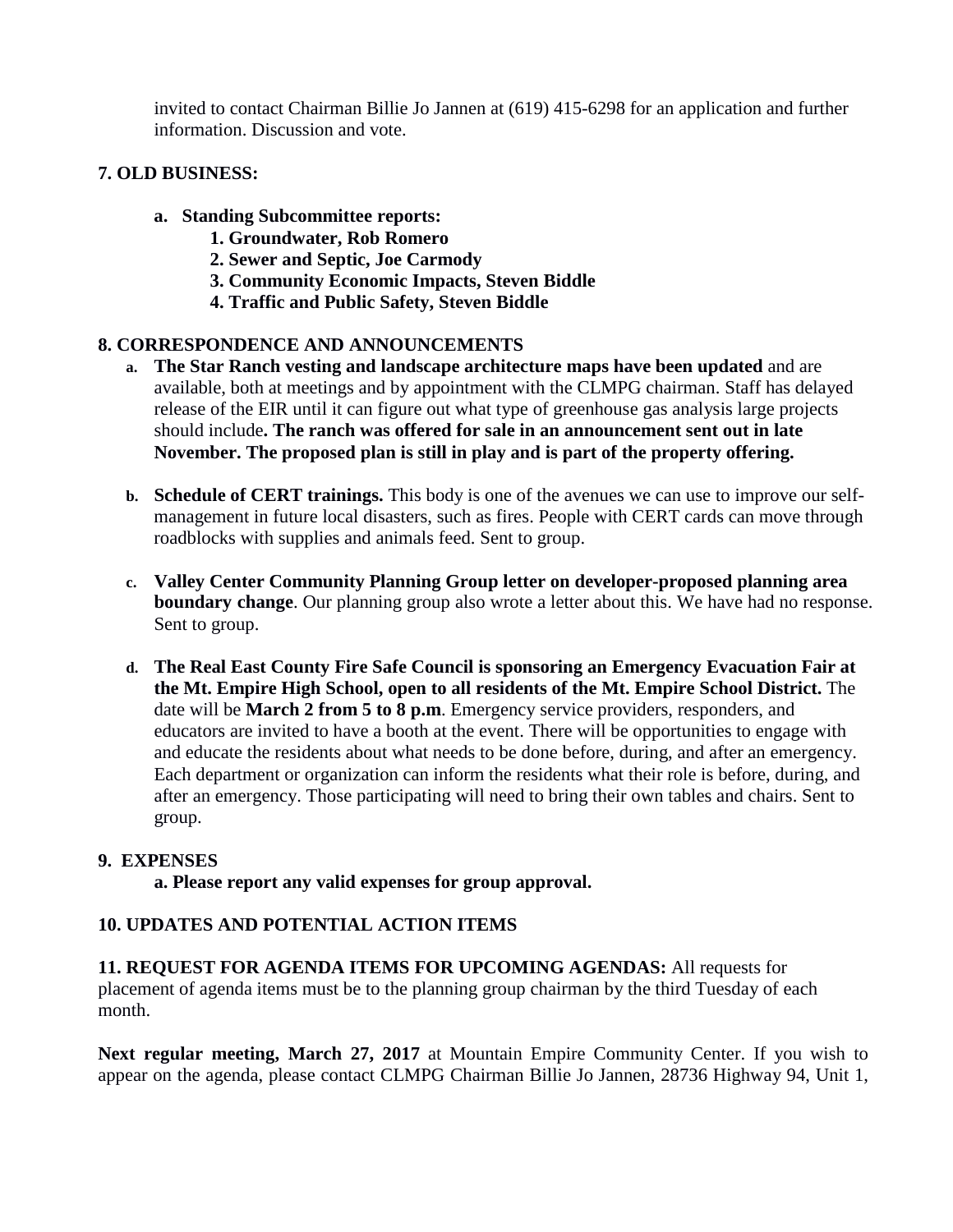invited to contact Chairman Billie Jo Jannen at (619) 415-6298 for an application and further information. Discussion and vote.

## 7. OLD BUSINESS:

- **a. Standing Subcommittee reports:**
  - **1. Groundwater, Rob Romero**
  - **2. Sewer and Septic, Joe Carmody**
  - **3. Community Economic Impacts, Steven Biddle**
  - **4. Traffic and Public Safety, Steven Biddle**

## 8. CORRESPONDENCE AND ANNOUNCEMENTS

- **a.** **The Star Ranch vesting and landscape architecture maps have been updated** and are available, both at meetings and by appointment with the CLMPG chairman. Staff has delayed release of the EIR until it can figure out what type of greenhouse gas analysis large projects should include**. The ranch was offered for sale in an announcement sent out in late November. The proposed plan is still in play and is part of the property offering.**

- **b.** **Schedule of CERT trainings.** This body is one of the avenues we can use to improve our self-management in future local disasters, such as fires. People with CERT cards can move through roadblocks with supplies and animals feed. Sent to group.

- **c.** **Valley Center Community Planning Group letter on developer-proposed planning area boundary change**. Our planning group also wrote a letter about this. We have had no response. Sent to group.

- **d.** **The Real East County Fire Safe Council is sponsoring an Emergency Evacuation Fair at the Mt. Empire High School, open to all residents of the Mt. Empire School District.** The date will be **March 2 from 5 to 8 p.m**. Emergency service providers, responders, and educators are invited to have a booth at the event. There will be opportunities to engage with and educate the residents about what needs to be done before, during, and after an emergency. Each department or organization can inform the residents what their role is before, during, and after an emergency. Those participating will need to bring their own tables and chairs. Sent to group.

## 9. EXPENSES

**a. Please report any valid expenses for group approval.**

## 10. UPDATES AND POTENTIAL ACTION ITEMS

**11. REQUEST FOR AGENDA ITEMS FOR UPCOMING AGENDAS:** All requests for placement of agenda items must be to the planning group chairman by the third Tuesday of each month.

**Next regular meeting, March 27, 2017** at Mountain Empire Community Center. If you wish to appear on the agenda, please contact CLMPG Chairman Billie Jo Jannen, 28736 Highway 94, Unit 1,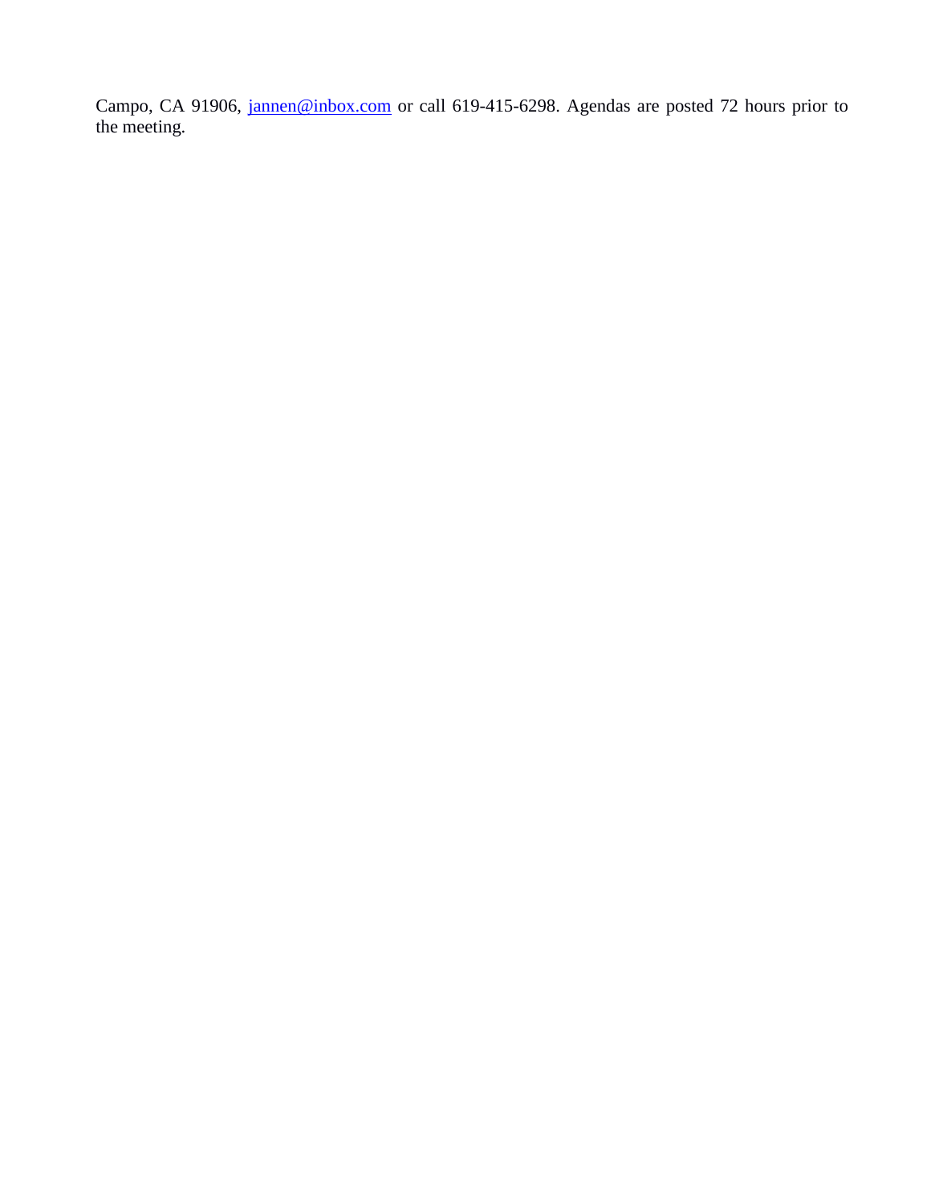Campo, CA 91906, jannen@inbox.com or call 619-415-6298. Agendas are posted 72 hours prior to the meeting.